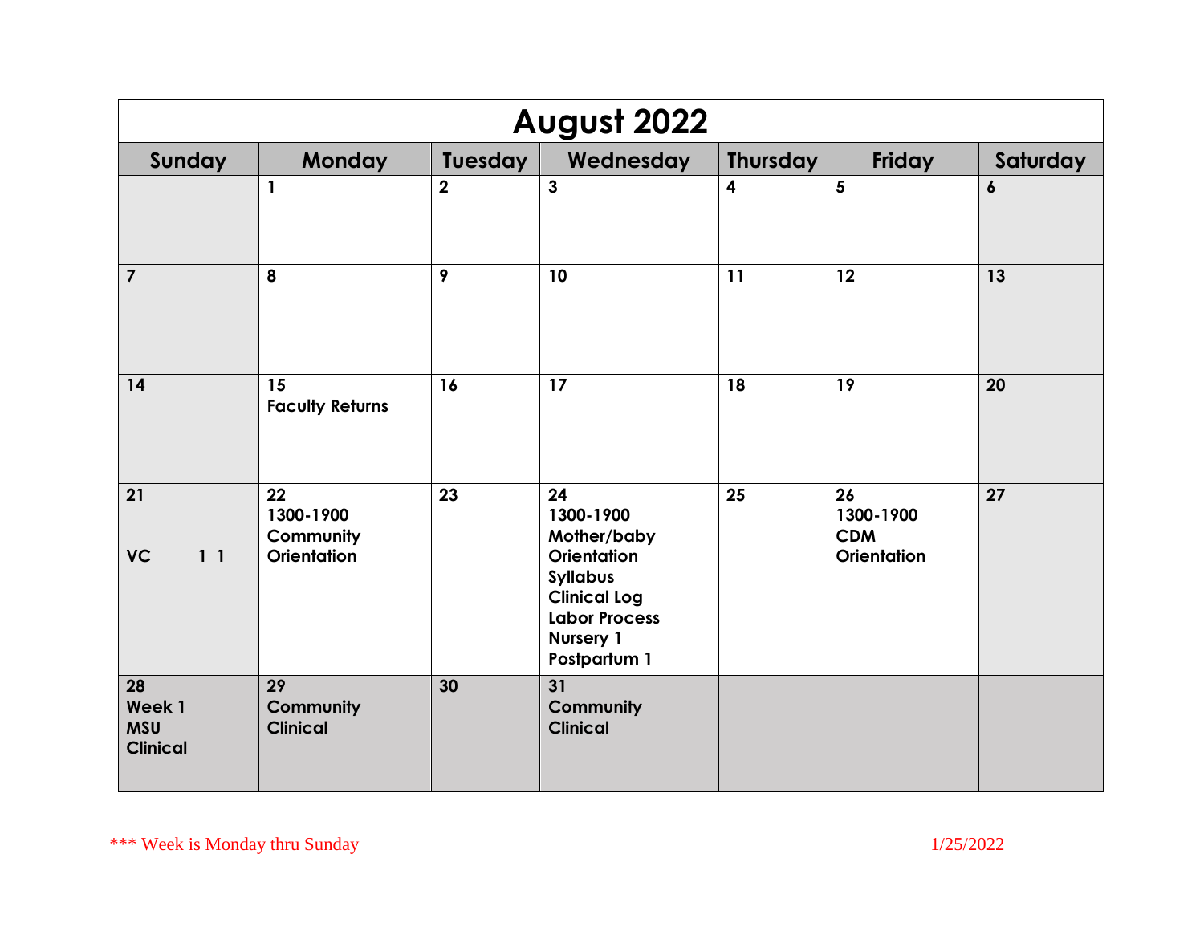# August 2022

| Sunday | Monday | Tuesday | Wednesday | Thursday | Friday | Saturday |
|---|---|---|---|---|---|---|
| | **1** | **2** | **3** | **4** | **5** | **6** |
| **7** | **8** | **9** | **10** | **11** | **12** | **13** |
| **14** | **15** Faculty Returns | **16** | **17** | **18** | **19** | **20** |
| **21** VC 1 1 | **22** 1300-1900 Community Orientation | **23** | **24** 1300-1900 Mother/baby Orientation Syllabus Clinical Log Labor Process Nursery 1 Postpartum 1 | **25** | **26** 1300-1900 CDM Orientation | **27** |
| **28** Week 1 MSU Clinical | **29** Community Clinical | **30** | **31** Community Clinical | | | |

\*\*\* Week is Monday thru Sunday

1/25/2022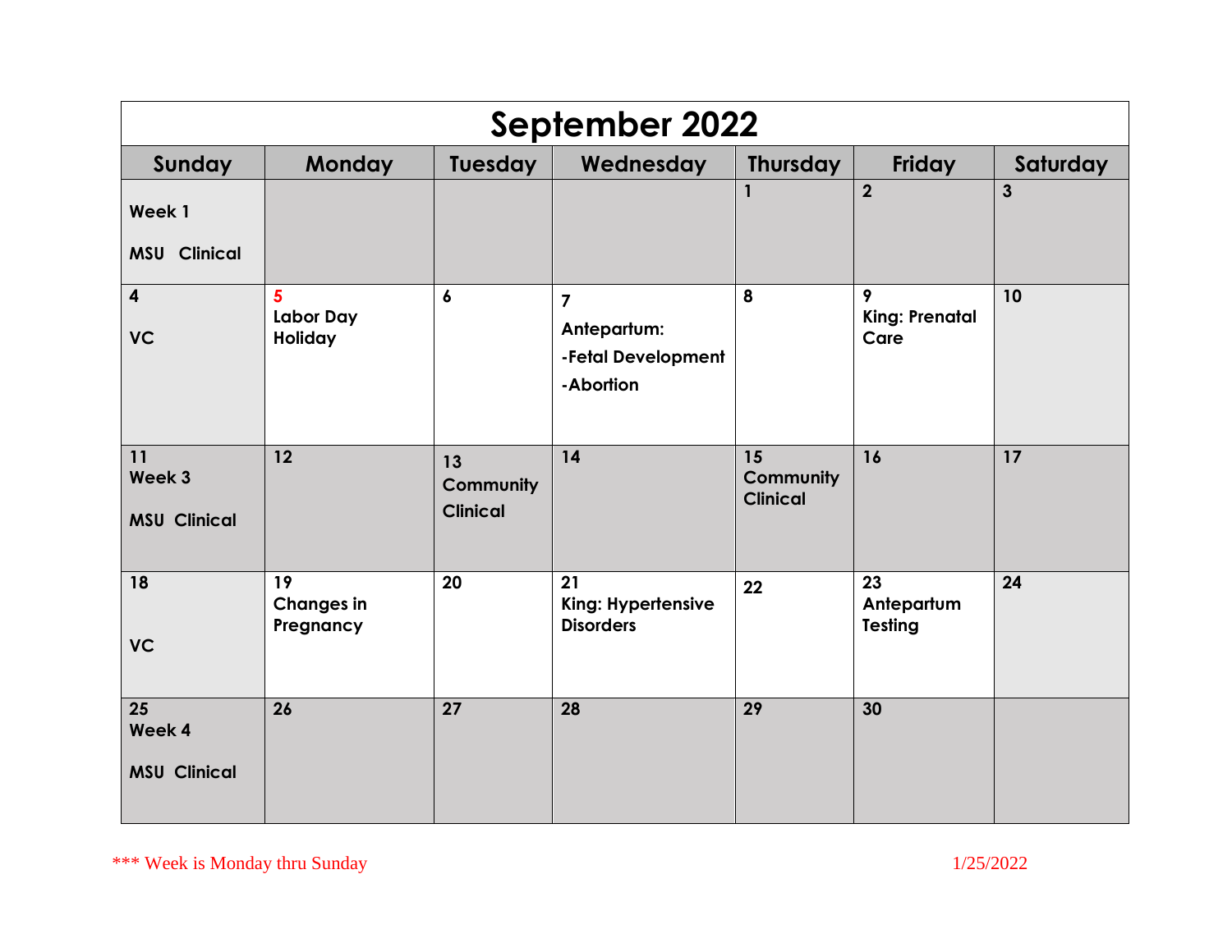# September 2022

| Sunday | Monday | Tuesday | Wednesday | Thursday | Friday | Saturday |
|---|---|---|---|---|---|---|
| Week 1<br>MSU Clinical | | | | 1 | 2 | 3 |
| 4<br>VC | 5<br>Labor Day Holiday | 6 | 7<br>Antepartum:<br>-Fetal Development<br>-Abortion | 8 | 9<br>King: Prenatal Care | 10 |
| 11<br>Week 3<br>MSU Clinical | 12 | 13<br>Community Clinical | 14 | 15<br>Community Clinical | 16 | 17 |
| 18<br>VC | 19<br>Changes in Pregnancy | 20 | 21<br>King: Hypertensive Disorders | 22 | 23<br>Antepartum Testing | 24 |
| 25<br>Week 4<br>MSU Clinical | 26 | 27 | 28 | 29 | 30 | |

*** Week is Monday thru Sunday

1/25/2022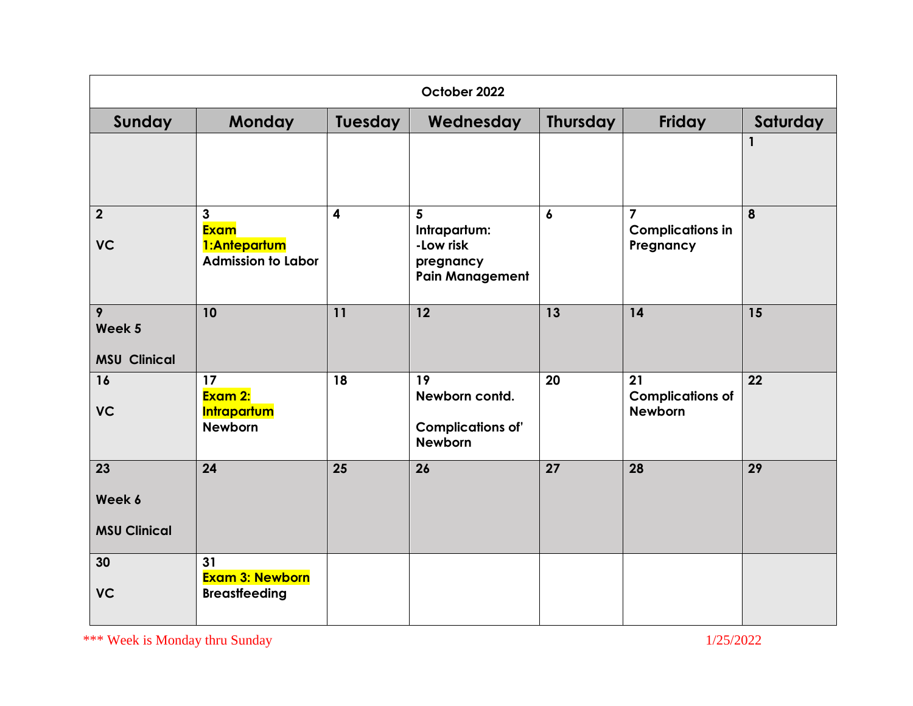| October 2022 | | | | | | |
|---|---|---|---|---|---|---|
| **Sunday** | **Monday** | **Tuesday** | **Wednesday** | **Thursday** | **Friday** | **Saturday** |
| | | | | | | **1** |
| **2**<br>**VC** | **3**<br>**Exam 1:Antepartum**<br>**Admission to Labor** | **4** | **5**<br>**Intrapartum:**<br>**-Low risk pregnancy**<br>**Pain Management** | **6** | **7**<br>**Complications in Pregnancy** | **8** |
| **9**<br>**Week 5**<br>**MSU Clinical** | **10** | **11** | **12** | **13** | **14** | **15** |
| **16**<br>**VC** | **17**<br>**Exam 2: Intrapartum**<br>**Newborn** | **18** | **19**<br>**Newborn contd.**<br>**Complications of' Newborn** | **20** | **21**<br>**Complications of Newborn** | **22** |
| **23**<br>**Week 6**<br>**MSU Clinical** | **24** | **25** | **26** | **27** | **28** | **29** |
| **30**<br>**VC** | **31**<br>**Exam 3: Newborn**<br>**Breastfeeding** | | | | | |

*** Week is Monday thru Sunday

1/25/2022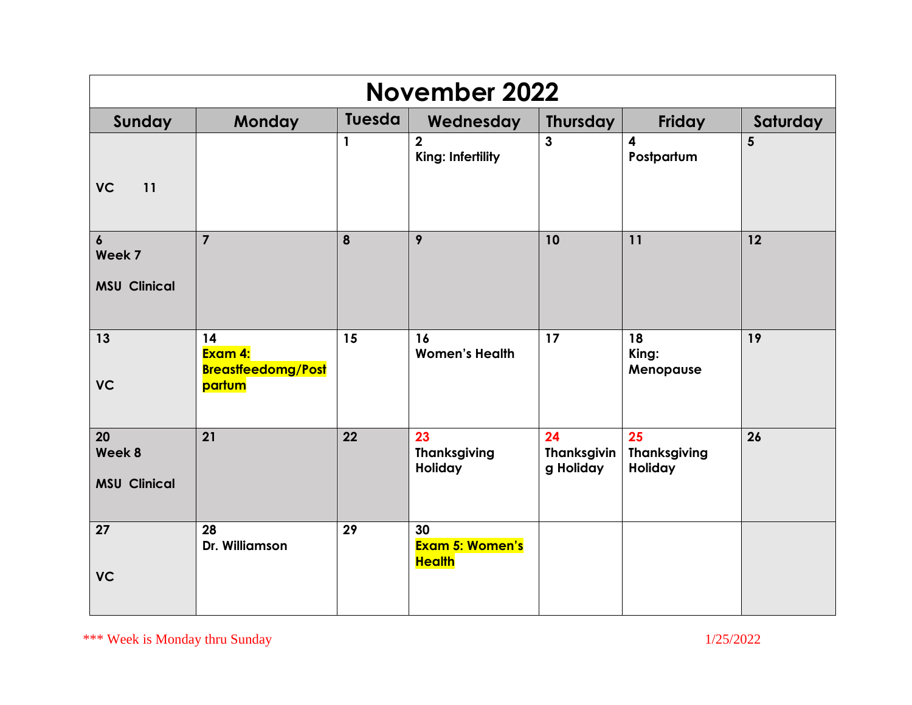# November 2022

| Sunday | Monday | Tuesda | Wednesday | Thursday | Friday | Saturday |
|---|---|---|---|---|---|---|
| VC 11 | | 1 | 2<br>King: Infertility | 3 | 4<br>Postpartum | 5 |
| 6<br>Week 7<br>MSU Clinical | 7 | 8 | 9 | 10 | 11 | 12 |
| 13<br>VC | 14<br>Exam 4: Breastfeedomg/Postpartum | 15 | 16<br>Women's Health | 17 | 18<br>King: Menopause | 19 |
| 20<br>Week 8<br>MSU Clinical | 21 | 22 | 23<br>Thanksgiving Holiday | 24<br>Thanksgiving Holiday | 25<br>Thanksgiving Holiday | 26 |
| 27<br>VC | 28<br>Dr. Williamson | 29 | 30<br>Exam 5: Women's Health | | | |

*** Week is Monday thru Sunday

1/25/2022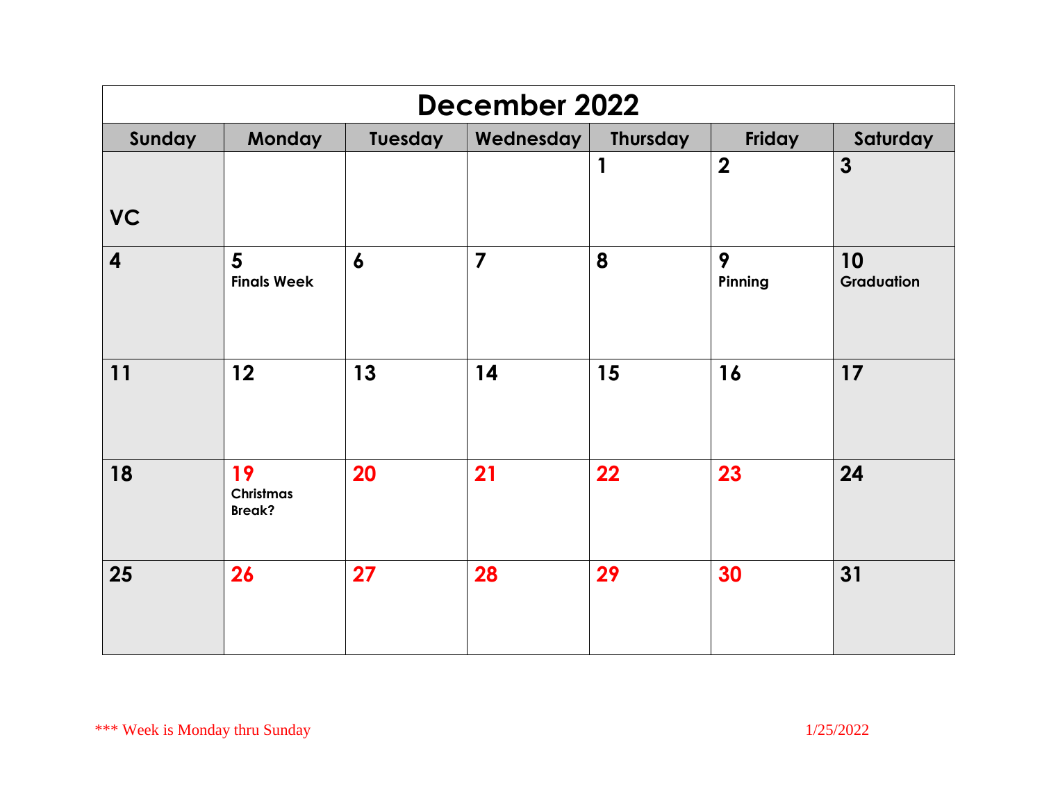# December 2022

| Sunday | Monday | Tuesday | Wednesday | Thursday | Friday | Saturday |
|---|---|---|---|---|---|---|
| VC | | | | 1 | 2 | 3 |
| 4 | 5 Finals Week | 6 | 7 | 8 | 9 Pinning | 10 Graduation |
| 11 | 12 | 13 | 14 | 15 | 16 | 17 |
| 18 | 19 Christmas Break? | 20 | 21 | 22 | 23 | 24 |
| 25 | 26 | 27 | 28 | 29 | 30 | 31 |

*** Week is Monday thru Sunday

1/25/2022